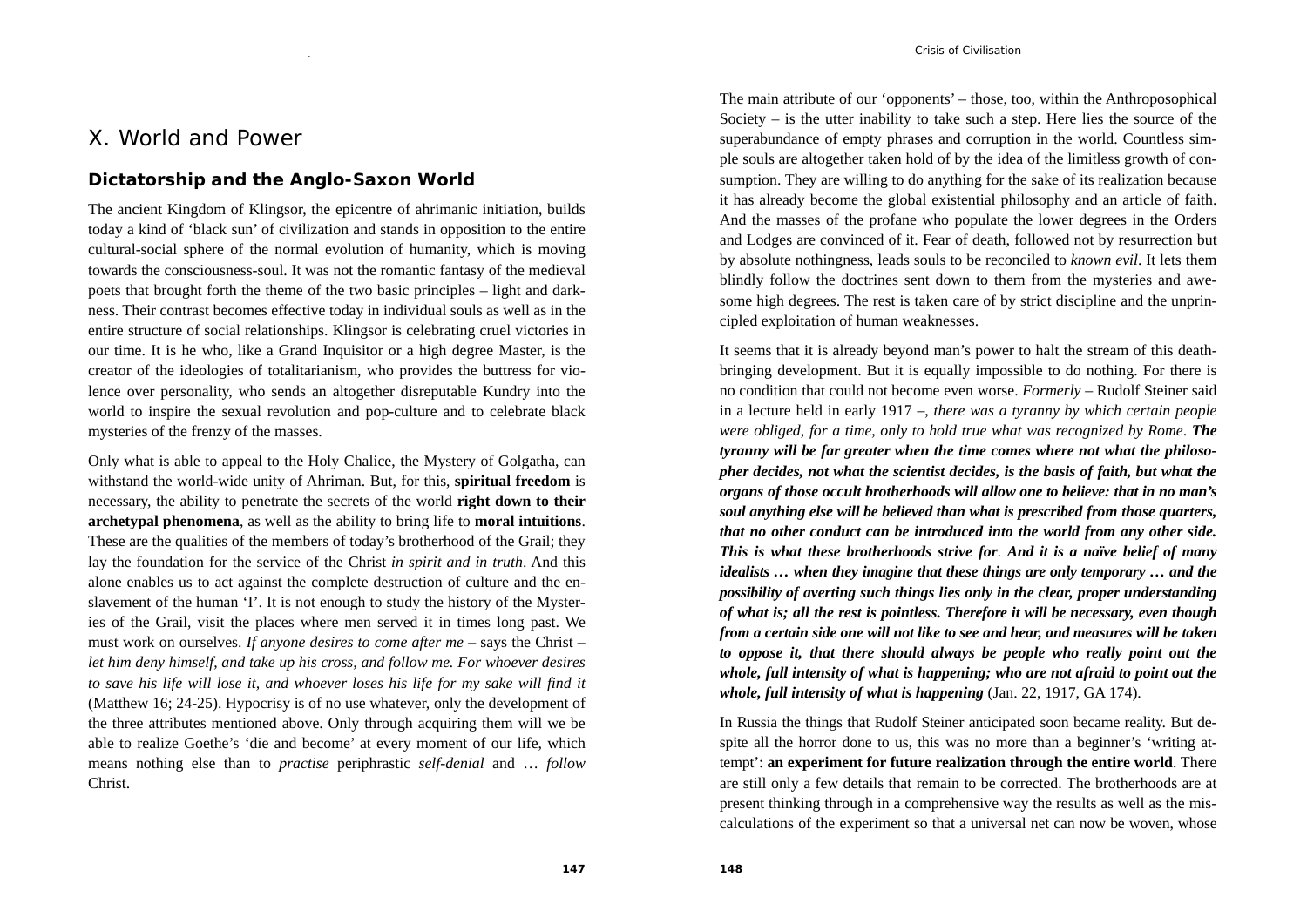# X. World and Power

## Dictatorship and the Anglo-Saxon World

The ancient Kingdom of Klingsor, the epicentre of ahrimanic initiation, builds today a kind of 'black sun' of civilization and stands in opposition to the entire cultural-social sphere of the normal evolution of humanity, which is moving towards the consciousness-soul. It was not the romantic fantasy of the medieval poets that brought forth the theme of the two basic principles – light and darkness. Their contrast becomes effective today in individual souls as well as in the entire structure of social relationships. Klingsor is celebrating cruel victories in our time. It is he who, like a Grand Inquisitor or a high degree Master, is the creator of the ideologies of totalitarianism, who provides the buttress for violence over personality, who sends an altogether disreputable Kundry into the world to inspire the sexual revolution and pop-culture and to celebrate black mysteries of the frenzy of the masses.

Only what is able to appeal to the Holy Chalice, the Mystery of Golgatha, can withstand the world-wide unity of Ahriman. But, for this, **spiritual freedom** is necessary, the ability to penetrate the secrets of the world **right down to their archetypal phenomena**, as well as the ability to bring life to **moral intuitions**. These are the qualities of the members of today's brotherhood of the Grail; they lay the foundation for the service of the Christ *in spirit and in truth*. And this alone enables us to act against the complete destruction of culture and the enslavement of the human 'I'. It is not enough to study the history of the Mysteries of the Grail, visit the places where men served it in times long past. We must work on ourselves. *If anyone desires to come after me* – says the Christ – *let him deny himself, and take up his cross, and follow me. For whoever desires to save his life will lose it, and whoever loses his life for my sake will find it* (Matthew 16; 24-25). Hypocrisy is of no use whatever, only the development of the three attributes mentioned above. Only through acquiring them will we be able to realize Goethe's 'die and become' at every moment of our life, which means nothing else than to *practise* periphrastic *self-denial* and … *follow* Christ.

The main attribute of our 'opponents' – those, too, within the Anthroposophical Society – is the utter inability to take such a step. Here lies the source of the superabundance of empty phrases and corruption in the world. Countless simple souls are altogether taken hold of by the idea of the limitless growth of consumption. They are willing to do anything for the sake of its realization because it has already become the global existential philosophy and an article of faith. And the masses of the profane who populate the lower degrees in the Orders and Lodges are convinced of it. Fear of death, followed not by resurrection but by absolute nothingness, leads souls to be reconciled to *known evil*. It lets them blindly follow the doctrines sent down to them from the mysteries and awesome high degrees. The rest is taken care of by strict discipline and the unprincipled exploitation of human weaknesses.

It seems that it is already beyond man's power to halt the stream of this death-bringing development. But it is equally impossible to do nothing. For there is no condition that could not become even worse. *Formerly* – Rudolf Steiner said in a lecture held in early 1917 –, *there was a tyranny by which certain people were obliged, for a time, only to hold true what was recognized by Rome*. ***The tyranny will be far greater when the time comes where not what the philosopher decides, not what the scientist decides, is the basis of faith, but what the organs of those occult brotherhoods will allow one to believe: that in no man's soul anything else will be believed than what is prescribed from those quarters, that no other conduct can be introduced into the world from any other side. This is what these brotherhoods strive for**. **And it is a naïve belief of many idealists … when they imagine that these things are only temporary … and the possibility of averting such things lies only in the clear, proper understanding of what is; all the rest is pointless. Therefore it will be necessary, even though from a certain side one will not like to see and hear, and measures will be taken to oppose it, that there should always be people who really point out the whole, full intensity of what is happening; who are not afraid to point out the whole, full intensity of what is happening*** (Jan. 22, 1917, GA 174).

In Russia the things that Rudolf Steiner anticipated soon became reality. But despite all the horror done to us, this was no more than a beginner's 'writing attempt': **an experiment for future realization through the entire world**. There are still only a few details that remain to be corrected. The brotherhoods are at present thinking through in a comprehensive way the results as well as the miscalculations of the experiment so that a universal net can now be woven, whose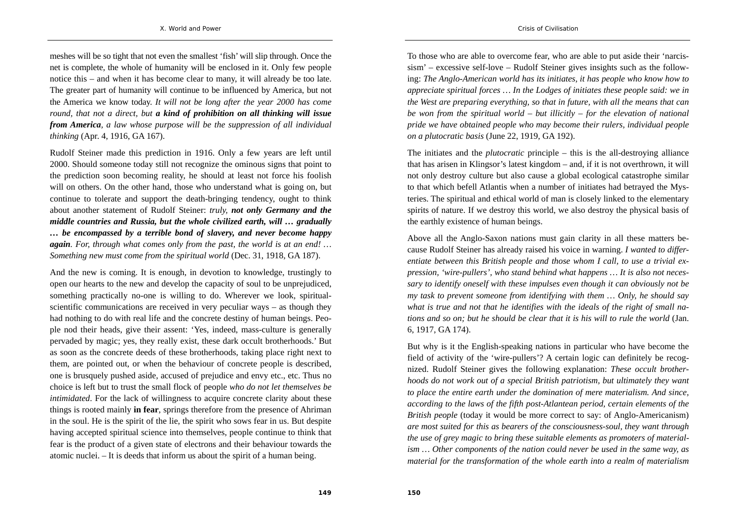meshes will be so tight that not even the smallest 'fish' will slip through. Once the net is complete, the whole of humanity will be enclosed in it. Only few people notice this – and when it has become clear to many, it will already be too late. The greater part of humanity will continue to be influenced by America, but not the America we know today. *It will not be long after the year 2000 has come round, that not a direct, but* ***a kind of prohibition on all thinking will issue from America****, a law whose purpose will be the suppression of all individual thinking* (Apr. 4, 1916, GA 167).

Rudolf Steiner made this prediction in 1916. Only a few years are left until 2000. Should someone today still not recognize the ominous signs that point to the prediction soon becoming reality, he should at least not force his foolish will on others. On the other hand, those who understand what is going on, but continue to tolerate and support the death-bringing tendency, ought to think about another statement of Rudolf Steiner: *truly,* ***not only Germany and the middle countries and Russia, but the whole civilized earth, will … gradually … be encompassed by a terrible bond of slavery, and never become happy again****. For, through what comes only from the past, the world is at an end! … Something new must come from the spiritual world* (Dec. 31, 1918, GA 187).

And the new is coming. It is enough, in devotion to knowledge, trustingly to open our hearts to the new and develop the capacity of soul to be unprejudiced, something practically no-one is willing to do. Wherever we look, spiritual-scientific communications are received in very peculiar ways – as though they had nothing to do with real life and the concrete destiny of human beings. People nod their heads, give their assent: 'Yes, indeed, mass-culture is generally pervaded by magic; yes, they really exist, these dark occult brotherhoods.' But as soon as the concrete deeds of these brotherhoods, taking place right next to them, are pointed out, or when the behaviour of concrete people is described, one is brusquely pushed aside, accused of prejudice and envy etc., etc. Thus no choice is left but to trust the small flock of people *who do not let themselves be intimidated*. For the lack of willingness to acquire concrete clarity about these things is rooted mainly **in fear**, springs therefore from the presence of Ahriman in the soul. He is the spirit of the lie, the spirit who sows fear in us. But despite having accepted spiritual science into themselves, people continue to think that fear is the product of a given state of electrons and their behaviour towards the atomic nuclei. – It is deeds that inform us about the spirit of a human being.

To those who are able to overcome fear, who are able to put aside their 'narcissism' – excessive self-love – Rudolf Steiner gives insights such as the following: *The Anglo-American world has its initiates, it has people who know how to appreciate spiritual forces … In the Lodges of initiates these people said: we in the West are preparing everything, so that in future, with all the means that can be won from the spiritual world – but illicitly – for the elevation of national pride we have obtained people who may become their rulers, individual people on a plutocratic basis* (June 22, 1919, GA 192).

The initiates and the *plutocratic* principle – this is the all-destroying alliance that has arisen in Klingsor's latest kingdom – and, if it is not overthrown, it will not only destroy culture but also cause a global ecological catastrophe similar to that which befell Atlantis when a number of initiates had betrayed the Mysteries. The spiritual and ethical world of man is closely linked to the elementary spirits of nature. If we destroy this world, we also destroy the physical basis of the earthly existence of human beings.

Above all the Anglo-Saxon nations must gain clarity in all these matters because Rudolf Steiner has already raised his voice in warning. *I wanted to differentiate between this British people and those whom I call, to use a trivial expression, 'wire-pullers', who stand behind what happens … It is also not necessary to identify oneself with these impulses even though it can obviously not be my task to prevent someone from identifying with them … Only, he should say what is true and not that he identifies with the ideals of the right of small nations and so on; but he should be clear that it is his will to rule the world* (Jan. 6, 1917, GA 174).

But why is it the English-speaking nations in particular who have become the field of activity of the 'wire-pullers'? A certain logic can definitely be recognized. Rudolf Steiner gives the following explanation: *These occult brotherhoods do not work out of a special British patriotism, but ultimately they want to place the entire earth under the domination of mere materialism. And since, according to the laws of the fifth post-Atlantean period, certain elements of the British people* (today it would be more correct to say: of Anglo-Americanism) *are most suited for this as bearers of the consciousness-soul, they want through the use of grey magic to bring these suitable elements as promoters of materialism … Other components of the nation could never be used in the same way, as material for the transformation of the whole earth into a realm of materialism*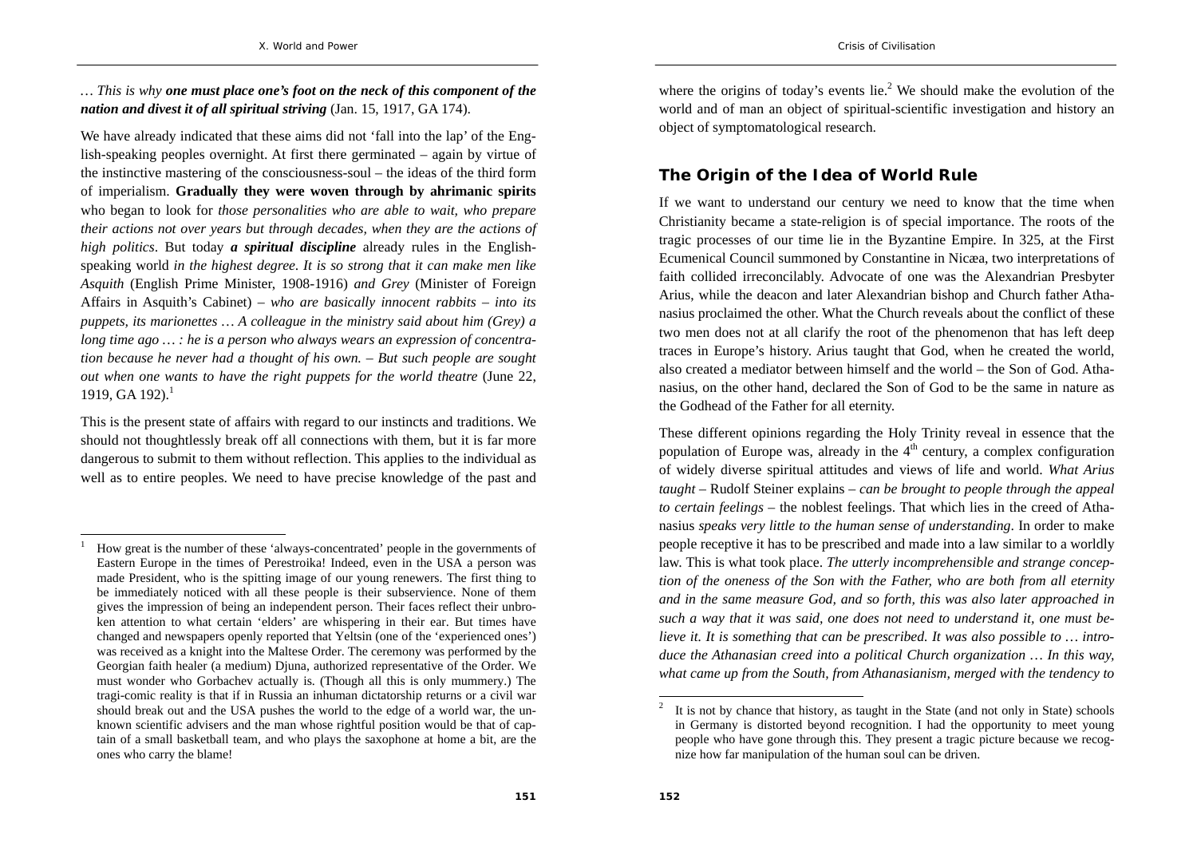… *This is why* ***one must place one's foot on the neck of this component of the nation and divest it of all spiritual striving*** (Jan. 15, 1917, GA 174).

We have already indicated that these aims did not 'fall into the lap' of the English-speaking peoples overnight. At first there germinated – again by virtue of the instinctive mastering of the consciousness-soul – the ideas of the third form of imperialism. **Gradually they were woven through by ahrimanic spirits** who began to look for *those personalities who are able to wait, who prepare their actions not over years but through decades, when they are the actions of high politics*. But today ***a spiritual discipline*** already rules in the English-speaking world *in the highest degree. It is so strong that it can make men like Asquith* (English Prime Minister, 1908-1916) *and Grey* (Minister of Foreign Affairs in Asquith's Cabinet) *– who are basically innocent rabbits – into its puppets, its marionettes … A colleague in the ministry said about him (Grey) a long time ago … : he is a person who always wears an expression of concentration because he never had a thought of his own. – But such people are sought out when one wants to have the right puppets for the world theatre* (June 22, 1919, GA 192).[1]

This is the present state of affairs with regard to our instincts and traditions. We should not thoughtlessly break off all connections with them, but it is far more dangerous to submit to them without reflection. This applies to the individual as well as to entire peoples. We need to have precise knowledge of the past and where the origins of today's events lie.[2] We should make the evolution of the world and of man an object of spiritual-scientific investigation and history an object of symptomatological research.

## The Origin of the Idea of World Rule

If we want to understand our century we need to know that the time when Christianity became a state-religion is of special importance. The roots of the tragic processes of our time lie in the Byzantine Empire. In 325, at the First Ecumenical Council summoned by Constantine in Nicæa, two interpretations of faith collided irreconcilably. Advocate of one was the Alexandrian Presbyter Arius, while the deacon and later Alexandrian bishop and Church father Athanasius proclaimed the other. What the Church reveals about the conflict of these two men does not at all clarify the root of the phenomenon that has left deep traces in Europe's history. Arius taught that God, when he created the world, also created a mediator between himself and the world – the Son of God. Athanasius, on the other hand, declared the Son of God to be the same in nature as the Godhead of the Father for all eternity.

These different opinions regarding the Holy Trinity reveal in essence that the population of Europe was, already in the 4th century, a complex configuration of widely diverse spiritual attitudes and views of life and world. *What Arius taught* – Rudolf Steiner explains – *can be brought to people through the appeal to certain feelings* – the noblest feelings. That which lies in the creed of Athanasius *speaks very little to the human sense of understanding*. In order to make people receptive it has to be prescribed and made into a law similar to a worldly law. This is what took place. *The utterly incomprehensible and strange conception of the oneness of the Son with the Father, who are both from all eternity and in the same measure God, and so forth, this was also later approached in such a way that it was said, one does not need to understand it, one must believe it. It is something that can be prescribed. It was also possible to … introduce the Athanasian creed into a political Church organization … In this way, what came up from the South, from Athanasianism, merged with the tendency to*

---

[1] How great is the number of these 'always-concentrated' people in the governments of Eastern Europe in the times of Perestroika! Indeed, even in the USA a person was made President, who is the spitting image of our young renewers. The first thing to be immediately noticed with all these people is their subservience. None of them gives the impression of being an independent person. Their faces reflect their unbroken attention to what certain 'elders' are whispering in their ear. But times have changed and newspapers openly reported that Yeltsin (one of the 'experienced ones') was received as a knight into the Maltese Order. The ceremony was performed by the Georgian faith healer (a medium) Djuna, authorized representative of the Order. We must wonder who Gorbachev actually is. (Though all this is only mummery.) The tragi-comic reality is that if in Russia an inhuman dictatorship returns or a civil war should break out and the USA pushes the world to the edge of a world war, the unknown scientific advisers and the man whose rightful position would be that of captain of a small basketball team, and who plays the saxophone at home a bit, are the ones who carry the blame!

[2] It is not by chance that history, as taught in the State (and not only in State) schools in Germany is distorted beyond recognition. I had the opportunity to meet young people who have gone through this. They present a tragic picture because we recognize how far manipulation of the human soul can be driven.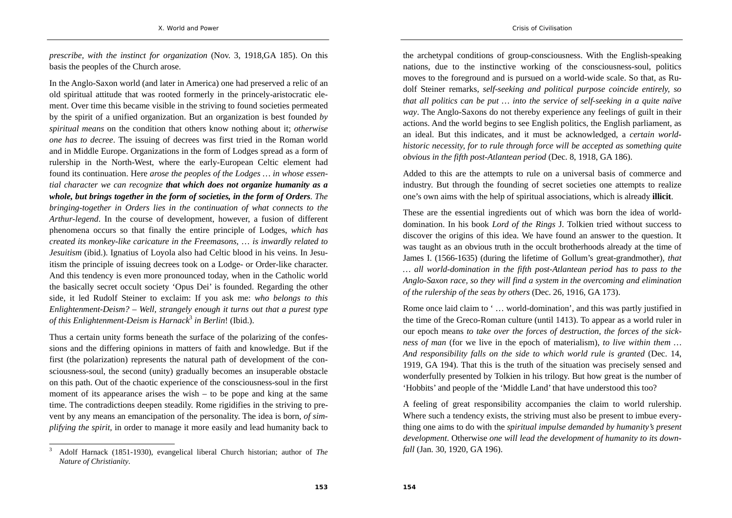*prescribe, with the instinct for organization* (Nov. 3, 1918,GA 185). On this basis the peoples of the Church arose.

In the Anglo-Saxon world (and later in America) one had preserved a relic of an old spiritual attitude that was rooted formerly in the princely-aristocratic element. Over time this became visible in the striving to found societies permeated by the spirit of a unified organization. But an organization is best founded *by spiritual means* on the condition that others know nothing about it; *otherwise one has to decree*. The issuing of decrees was first tried in the Roman world and in Middle Europe. Organizations in the form of Lodges spread as a form of rulership in the North-West, where the early-European Celtic element had found its continuation. Here *arose the peoples of the Lodges … in whose essential character we can recognize* ***that which does not organize humanity as a whole, but brings together in the form of societies, in the form of Orders****. The bringing-together in Orders lies in the continuation of what connects to the Arthur-legend*. In the course of development, however, a fusion of different phenomena occurs so that finally the entire principle of Lodges, *which has created its monkey-like caricature in the Freemasons, … is inwardly related to Jesuitism* (ibid.). Ignatius of Loyola also had Celtic blood in his veins. In Jesuitism the principle of issuing decrees took on a Lodge- or Order-like character. And this tendency is even more pronounced today, when in the Catholic world the basically secret occult society 'Opus Dei' is founded. Regarding the other side, it led Rudolf Steiner to exclaim: If you ask me: *who belongs to this Enlightenment-Deism? – Well, strangely enough it turns out that a purest type of this Enlightenment-Deism is Harnack*[3] *in Berlin*! (Ibid.).

Thus a certain unity forms beneath the surface of the polarizing of the confessions and the differing opinions in matters of faith and knowledge. But if the first (the polarization) represents the natural path of development of the consciousness-soul, the second (unity) gradually becomes an insuperable obstacle on this path. Out of the chaotic experience of the consciousness-soul in the first moment of its appearance arises the wish – to be pope and king at the same time. The contradictions deepen steadily. Rome rigidifies in the striving to prevent by any means an emancipation of the personality. The idea is born, *of simplifying the spirit*, in order to manage it more easily and lead humanity back to the archetypal conditions of group-consciousness. With the English-speaking nations, due to the instinctive working of the consciousness-soul, politics moves to the foreground and is pursued on a world-wide scale. So that, as Rudolf Steiner remarks, *self-seeking and political purpose coincide entirely, so that all politics can be put … into the service of self-seeking in a quite naïve way*. The Anglo-Saxons do not thereby experience any feelings of guilt in their actions. And the world begins to see English politics, the English parliament, as an ideal. But this indicates, and it must be acknowledged, a *certain world-historic necessity, for to rule through force will be accepted as something quite obvious in the fifth post-Atlantean period* (Dec. 8, 1918, GA 186).

Added to this are the attempts to rule on a universal basis of commerce and industry. But through the founding of secret societies one attempts to realize one's own aims with the help of spiritual associations, which is already **illicit**.

These are the essential ingredients out of which was born the idea of world-domination. In his book *Lord of the Rings* J. Tolkien tried without success to discover the origins of this idea. We have found an answer to the question. It was taught as an obvious truth in the occult brotherhoods already at the time of James I. (1566-1635) (during the lifetime of Gollum's great-grandmother), *that … all world-domination in the fifth post-Atlantean period has to pass to the Anglo-Saxon race, so they will find a system in the overcoming and elimination of the rulership of the seas by others* (Dec. 26, 1916, GA 173).

Rome once laid claim to ' … world-domination', and this was partly justified in the time of the Greco-Roman culture (until 1413). To appear as a world ruler in our epoch means *to take over the forces of destruction, the forces of the sickness of man* (for we live in the epoch of materialism), *to live within them … And responsibility falls on the side to which world rule is granted* (Dec. 14, 1919, GA 194). That this is the truth of the situation was precisely sensed and wonderfully presented by Tolkien in his trilogy. But how great is the number of 'Hobbits' and people of the 'Middle Land' that have understood this too?

A feeling of great responsibility accompanies the claim to world rulership. Where such a tendency exists, the striving must also be present to imbue everything one aims to do with the *spiritual impulse demanded by humanity's present development*. Otherwise *one will lead the development of humanity to its downfall* (Jan. 30, 1920, GA 196).

---

[3] Adolf Harnack (1851-1930), evangelical liberal Church historian; author of *The Nature of Christianity*.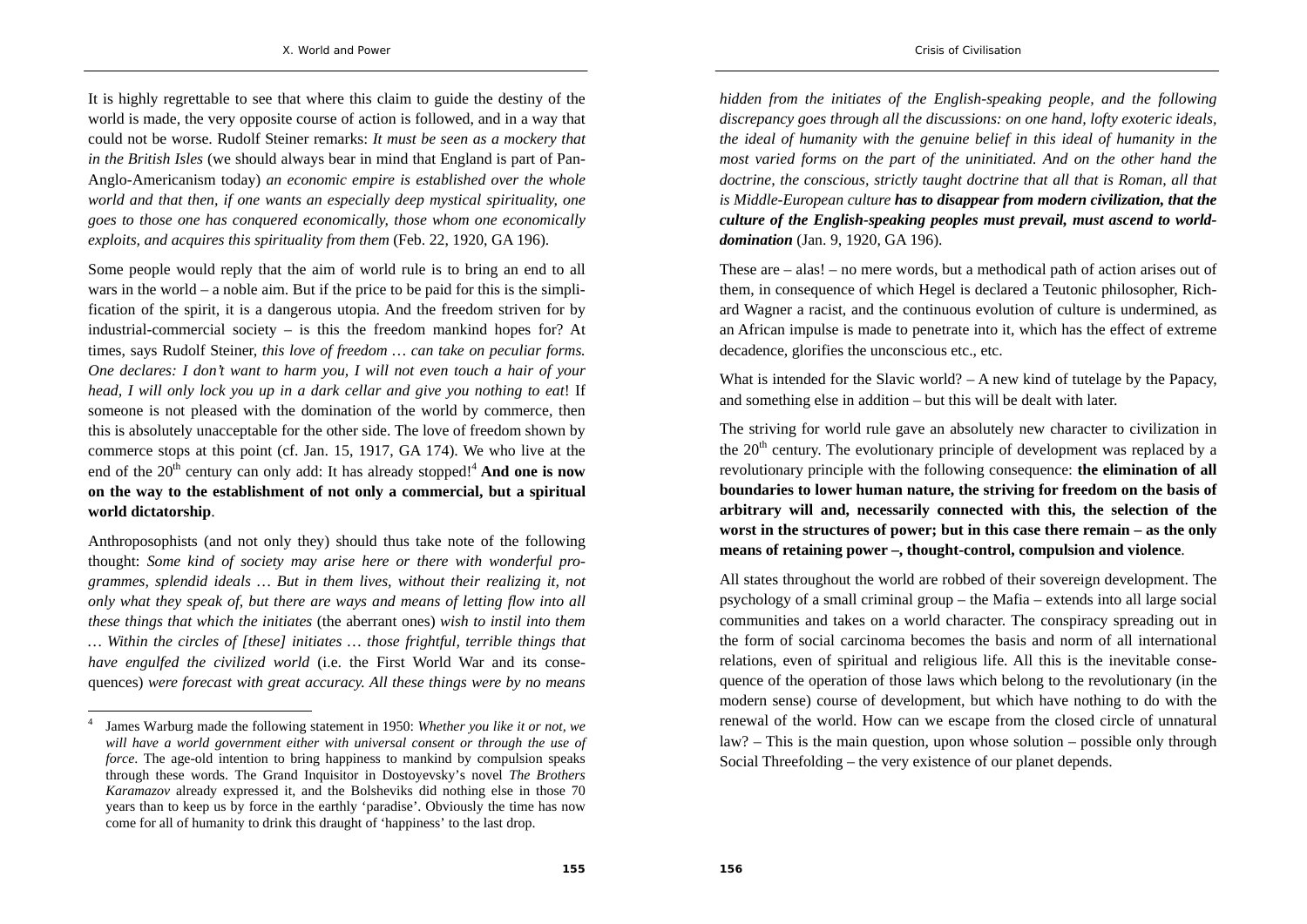It is highly regrettable to see that where this claim to guide the destiny of the world is made, the very opposite course of action is followed, and in a way that could not be worse. Rudolf Steiner remarks: *It must be seen as a mockery that in the British Isles* (we should always bear in mind that England is part of Pan-Anglo-Americanism today) *an economic empire is established over the whole world and that then, if one wants an especially deep mystical spirituality, one goes to those one has conquered economically, those whom one economically exploits, and acquires this spirituality from them* (Feb. 22, 1920, GA 196).

Some people would reply that the aim of world rule is to bring an end to all wars in the world – a noble aim. But if the price to be paid for this is the simplification of the spirit, it is a dangerous utopia. And the freedom striven for by industrial-commercial society – is this the freedom mankind hopes for? At times, says Rudolf Steiner, *this love of freedom … can take on peculiar forms. One declares: I don't want to harm you, I will not even touch a hair of your head, I will only lock you up in a dark cellar and give you nothing to eat*! If someone is not pleased with the domination of the world by commerce, then this is absolutely unacceptable for the other side. The love of freedom shown by commerce stops at this point (cf. Jan. 15, 1917, GA 174). We who live at the end of the 20th century can only add: It has already stopped![4] **And one is now on the way to the establishment of not only a commercial, but a spiritual world dictatorship**.

Anthroposophists (and not only they) should thus take note of the following thought: *Some kind of society may arise here or there with wonderful programmes, splendid ideals … But in them lives, without their realizing it, not only what they speak of, but there are ways and means of letting flow into all these things that which the initiates* (the aberrant ones) *wish to instil into them … Within the circles of [these] initiates … those frightful, terrible things that have engulfed the civilized world* (i.e. the First World War and its consequences) *were forecast with great accuracy. All these things were by no means hidden from the initiates of the English-speaking people, and the following discrepancy goes through all the discussions: on one hand, lofty exoteric ideals, the ideal of humanity with the genuine belief in this ideal of humanity in the most varied forms on the part of the uninitiated. And on the other hand the doctrine, the conscious, strictly taught doctrine that all that is Roman, all that is Middle-European culture* ***has to disappear from modern civilization, that the culture of the English-speaking peoples must prevail, must ascend to world-domination*** (Jan. 9, 1920, GA 196).

These are – alas! – no mere words, but a methodical path of action arises out of them, in consequence of which Hegel is declared a Teutonic philosopher, Richard Wagner a racist, and the continuous evolution of culture is undermined, as an African impulse is made to penetrate into it, which has the effect of extreme decadence, glorifies the unconscious etc., etc.

What is intended for the Slavic world? – A new kind of tutelage by the Papacy, and something else in addition – but this will be dealt with later.

The striving for world rule gave an absolutely new character to civilization in the 20th century. The evolutionary principle of development was replaced by a revolutionary principle with the following consequence: **the elimination of all boundaries to lower human nature, the striving for freedom on the basis of arbitrary will and, necessarily connected with this, the selection of the worst in the structures of power; but in this case there remain – as the only means of retaining power –, thought-control, compulsion and violence**.

All states throughout the world are robbed of their sovereign development. The psychology of a small criminal group – the Mafia – extends into all large social communities and takes on a world character. The conspiracy spreading out in the form of social carcinoma becomes the basis and norm of all international relations, even of spiritual and religious life. All this is the inevitable consequence of the operation of those laws which belong to the revolutionary (in the modern sense) course of development, but which have nothing to do with the renewal of the world. How can we escape from the closed circle of unnatural law? – This is the main question, upon whose solution – possible only through Social Threefolding – the very existence of our planet depends.

---

[4] James Warburg made the following statement in 1950: *Whether you like it or not, we will have a world government either with universal consent or through the use of force*. The age-old intention to bring happiness to mankind by compulsion speaks through these words. The Grand Inquisitor in Dostoyevsky's novel *The Brothers Karamazov* already expressed it, and the Bolsheviks did nothing else in those 70 years than to keep us by force in the earthly 'paradise'. Obviously the time has now come for all of humanity to drink this draught of 'happiness' to the last drop.